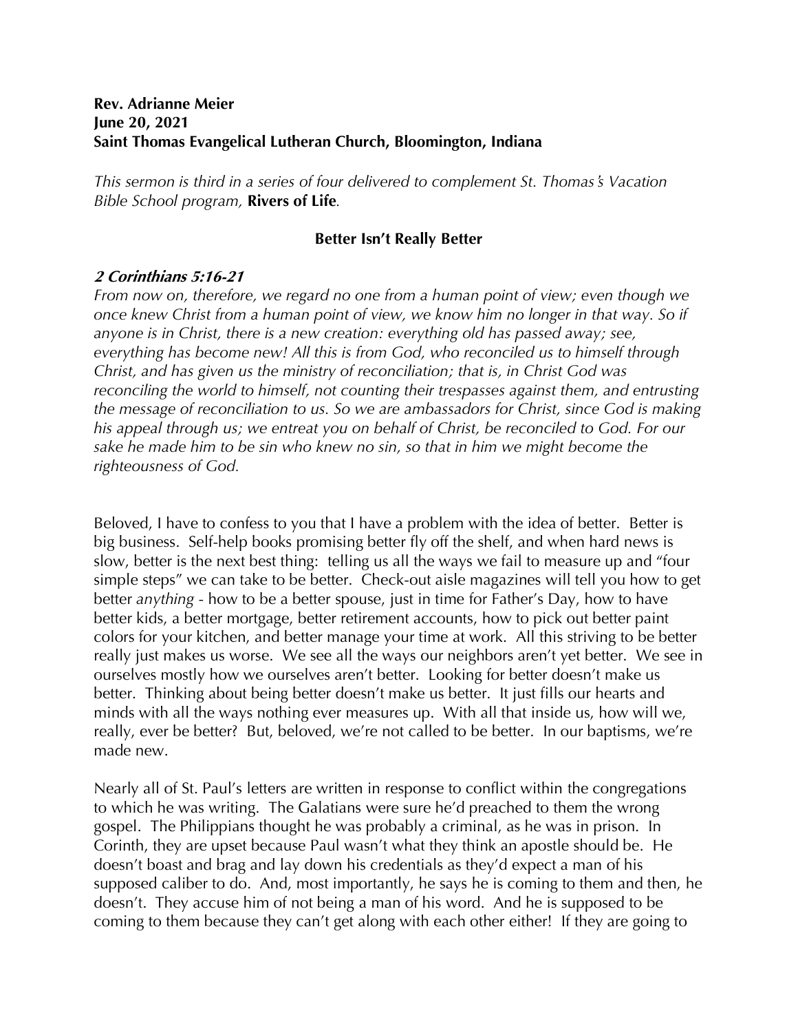**Rev. Adrianne Meier**
**June 20, 2021**
**Saint Thomas Evangelical Lutheran Church, Bloomington, Indiana**

*This sermon is third in a series of four delivered to complement St. Thomas's Vacation Bible School program,* **Rivers of Life**.

## Better Isn't Really Better

### *2 Corinthians 5:16-21*

*From now on, therefore, we regard no one from a human point of view; even though we once knew Christ from a human point of view, we know him no longer in that way. So if anyone is in Christ, there is a new creation: everything old has passed away; see, everything has become new! All this is from God, who reconciled us to himself through Christ, and has given us the ministry of reconciliation; that is, in Christ God was reconciling the world to himself, not counting their trespasses against them, and entrusting the message of reconciliation to us. So we are ambassadors for Christ, since God is making his appeal through us; we entreat you on behalf of Christ, be reconciled to God. For our sake he made him to be sin who knew no sin, so that in him we might become the righteousness of God.*

Beloved, I have to confess to you that I have a problem with the idea of better. Better is big business. Self-help books promising better fly off the shelf, and when hard news is slow, better is the next best thing: telling us all the ways we fail to measure up and "four simple steps" we can take to be better. Check-out aisle magazines will tell you how to get better *anything* - how to be a better spouse, just in time for Father's Day, how to have better kids, a better mortgage, better retirement accounts, how to pick out better paint colors for your kitchen, and better manage your time at work. All this striving to be better really just makes us worse. We see all the ways our neighbors aren't yet better. We see in ourselves mostly how we ourselves aren't better. Looking for better doesn't make us better. Thinking about being better doesn't make us better. It just fills our hearts and minds with all the ways nothing ever measures up. With all that inside us, how will we, really, ever be better? But, beloved, we're not called to be better. In our baptisms, we're made new.

Nearly all of St. Paul's letters are written in response to conflict within the congregations to which he was writing. The Galatians were sure he'd preached to them the wrong gospel. The Philippians thought he was probably a criminal, as he was in prison. In Corinth, they are upset because Paul wasn't what they think an apostle should be. He doesn't boast and brag and lay down his credentials as they'd expect a man of his supposed caliber to do. And, most importantly, he says he is coming to them and then, he doesn't. They accuse him of not being a man of his word. And he is supposed to be coming to them because they can't get along with each other either! If they are going to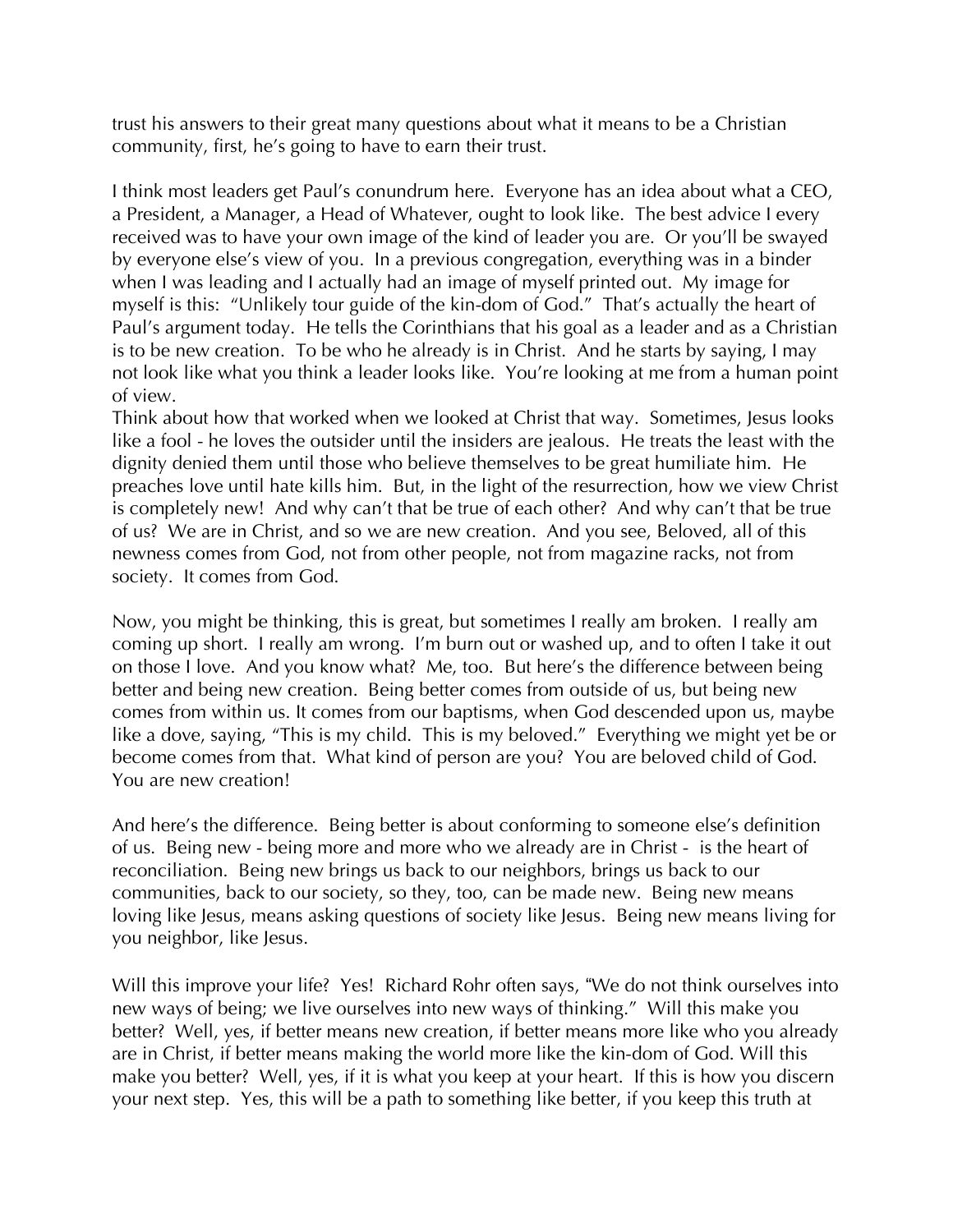trust his answers to their great many questions about what it means to be a Christian community, first, he's going to have to earn their trust.

I think most leaders get Paul's conundrum here. Everyone has an idea about what a CEO, a President, a Manager, a Head of Whatever, ought to look like. The best advice I every received was to have your own image of the kind of leader you are. Or you'll be swayed by everyone else's view of you. In a previous congregation, everything was in a binder when I was leading and I actually had an image of myself printed out. My image for myself is this: "Unlikely tour guide of the kin-dom of God." That's actually the heart of Paul's argument today. He tells the Corinthians that his goal as a leader and as a Christian is to be new creation. To be who he already is in Christ. And he starts by saying, I may not look like what you think a leader looks like. You're looking at me from a human point of view.

Think about how that worked when we looked at Christ that way. Sometimes, Jesus looks like a fool - he loves the outsider until the insiders are jealous. He treats the least with the dignity denied them until those who believe themselves to be great humiliate him. He preaches love until hate kills him. But, in the light of the resurrection, how we view Christ is completely new! And why can't that be true of each other? And why can't that be true of us? We are in Christ, and so we are new creation. And you see, Beloved, all of this newness comes from God, not from other people, not from magazine racks, not from society. It comes from God.

Now, you might be thinking, this is great, but sometimes I really am broken. I really am coming up short. I really am wrong. I'm burn out or washed up, and to often I take it out on those I love. And you know what? Me, too. But here's the difference between being better and being new creation. Being better comes from outside of us, but being new comes from within us. It comes from our baptisms, when God descended upon us, maybe like a dove, saying, "This is my child. This is my beloved." Everything we might yet be or become comes from that. What kind of person are you? You are beloved child of God. You are new creation!

And here's the difference. Being better is about conforming to someone else's definition of us. Being new - being more and more who we already are in Christ - is the heart of reconciliation. Being new brings us back to our neighbors, brings us back to our communities, back to our society, so they, too, can be made new. Being new means loving like Jesus, means asking questions of society like Jesus. Being new means living for you neighbor, like Jesus.

Will this improve your life? Yes! Richard Rohr often says, "We do not think ourselves into new ways of being; we live ourselves into new ways of thinking." Will this make you better? Well, yes, if better means new creation, if better means more like who you already are in Christ, if better means making the world more like the kin-dom of God. Will this make you better? Well, yes, if it is what you keep at your heart. If this is how you discern your next step. Yes, this will be a path to something like better, if you keep this truth at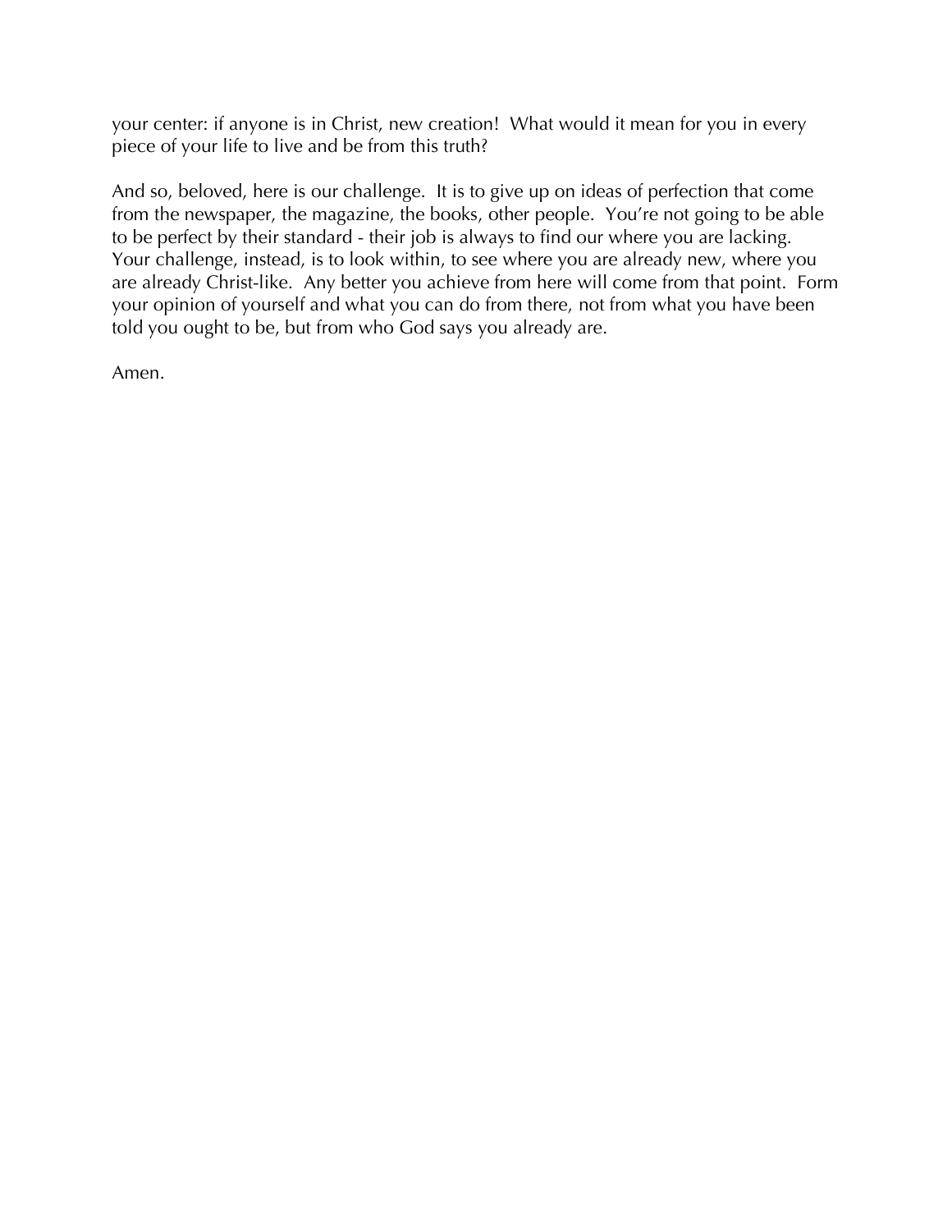your center: if anyone is in Christ, new creation! What would it mean for you in every piece of your life to live and be from this truth?

And so, beloved, here is our challenge. It is to give up on ideas of perfection that come from the newspaper, the magazine, the books, other people. You're not going to be able to be perfect by their standard - their job is always to find our where you are lacking. Your challenge, instead, is to look within, to see where you are already new, where you are already Christ-like. Any better you achieve from here will come from that point. Form your opinion of yourself and what you can do from there, not from what you have been told you ought to be, but from who God says you already are.

Amen.